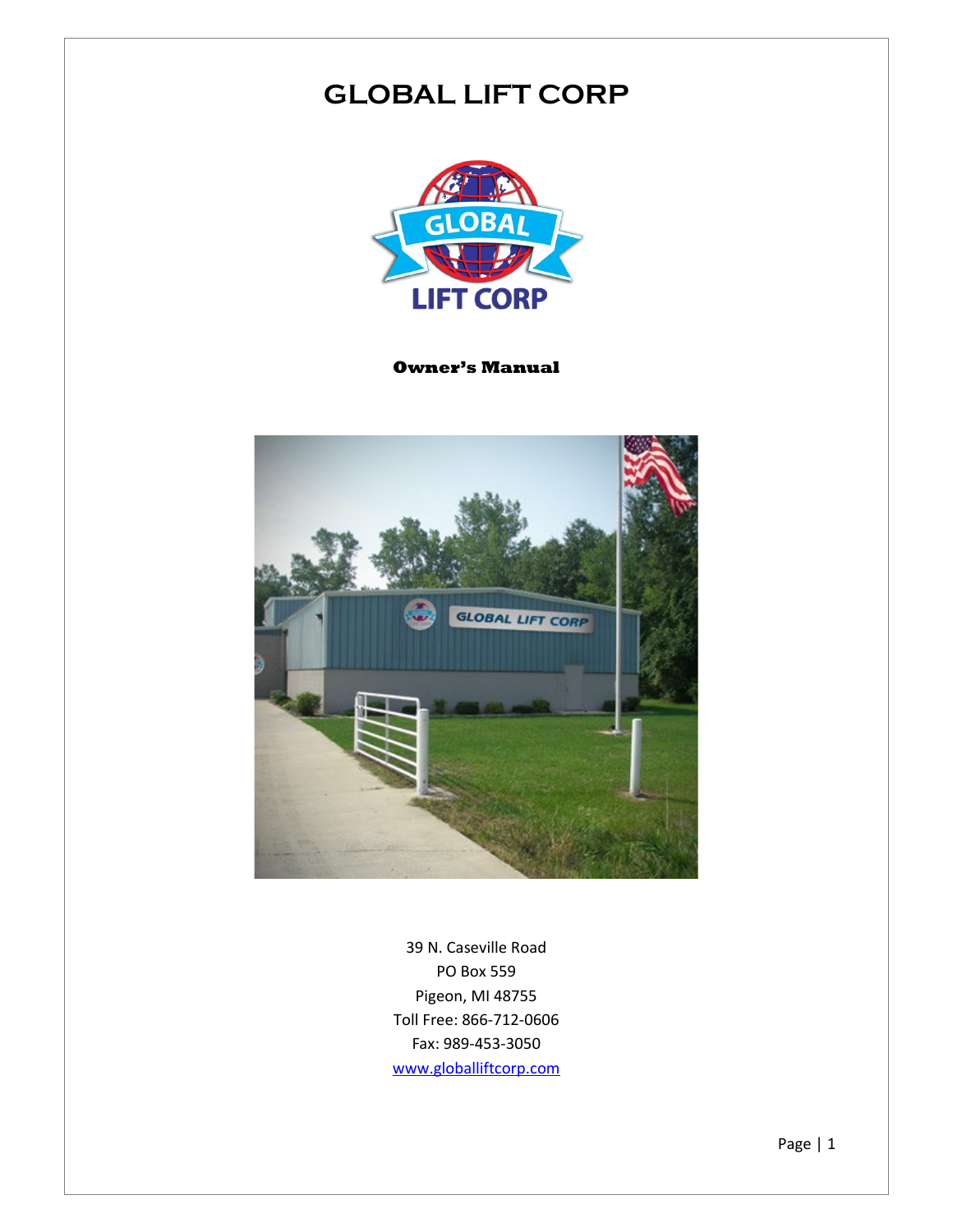# GLOBAL LIFT CORP

**Owner's Manual**

39 N. Caseville Road
PO Box 559
Pigeon, MI 48755
Toll Free: 866-712-0606
Fax: 989-453-3050
www.globalliftcorp.com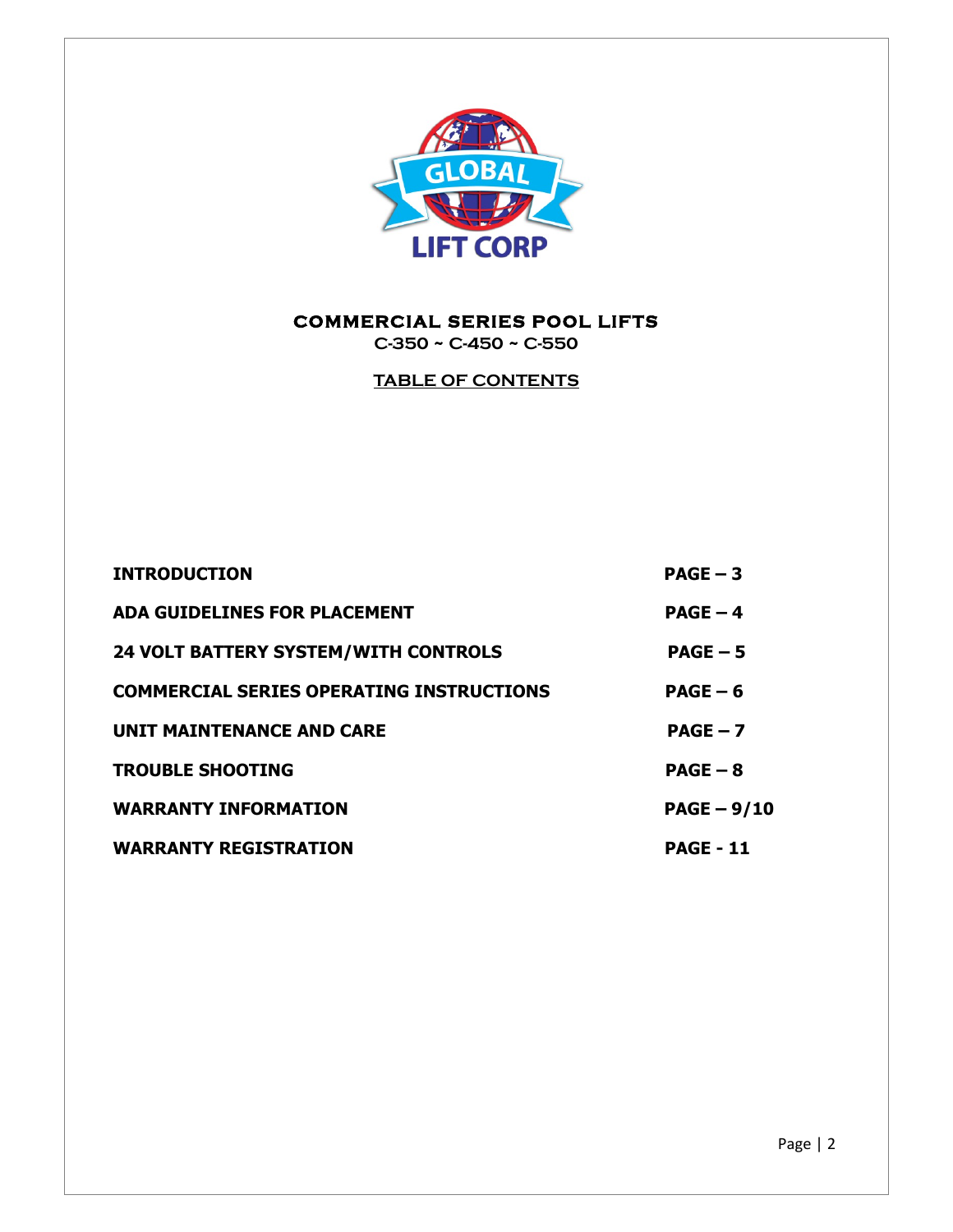GLOBAL LIFT CORP

# COMMERCIAL SERIES POOL LIFTS

C-350 ~ C-450 ~ C-550

## TABLE OF CONTENTS

| | |
|---|---|
| **INTRODUCTION** | **PAGE – 3** |
| **ADA GUIDELINES FOR PLACEMENT** | **PAGE – 4** |
| **24 VOLT BATTERY SYSTEM/WITH CONTROLS** | **PAGE – 5** |
| **COMMERCIAL SERIES OPERATING INSTRUCTIONS** | **PAGE – 6** |
| **UNIT MAINTENANCE AND CARE** | **PAGE – 7** |
| **TROUBLE SHOOTING** | **PAGE – 8** |
| **WARRANTY INFORMATION** | **PAGE – 9/10** |
| **WARRANTY REGISTRATION** | **PAGE - 11** |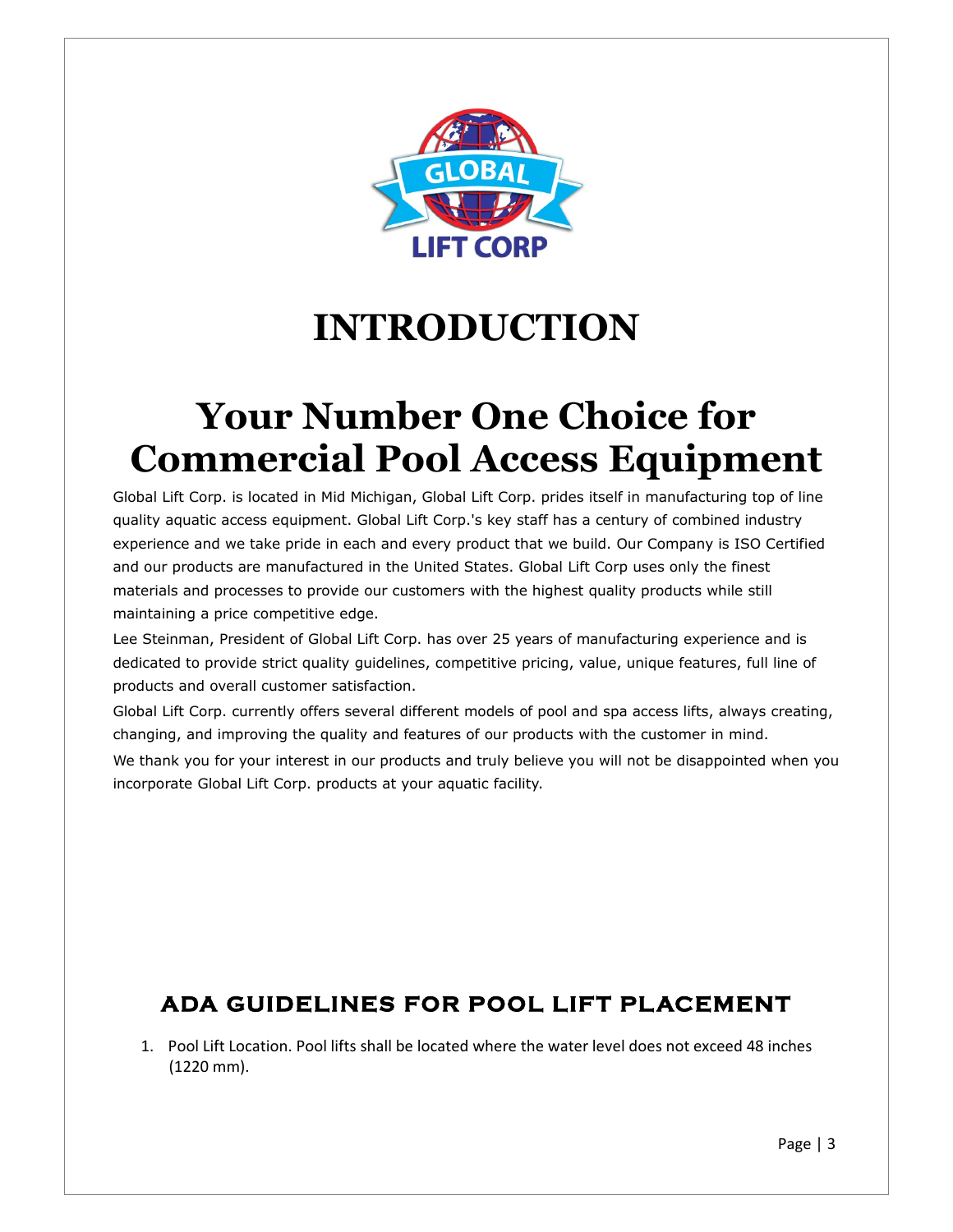# INTRODUCTION

# Your Number One Choice for Commercial Pool Access Equipment

Global Lift Corp. is located in Mid Michigan, Global Lift Corp. prides itself in manufacturing top of line quality aquatic access equipment. Global Lift Corp.'s key staff has a century of combined industry experience and we take pride in each and every product that we build. Our Company is ISO Certified and our products are manufactured in the United States. Global Lift Corp uses only the finest materials and processes to provide our customers with the highest quality products while still maintaining a price competitive edge.

Lee Steinman, President of Global Lift Corp. has over 25 years of manufacturing experience and is dedicated to provide strict quality guidelines, competitive pricing, value, unique features, full line of products and overall customer satisfaction.

Global Lift Corp. currently offers several different models of pool and spa access lifts, always creating, changing, and improving the quality and features of our products with the customer in mind.

We thank you for your interest in our products and truly believe you will not be disappointed when you incorporate Global Lift Corp. products at your aquatic facility.

## ADA GUIDELINES FOR POOL LIFT PLACEMENT

1. Pool Lift Location. Pool lifts shall be located where the water level does not exceed 48 inches (1220 mm).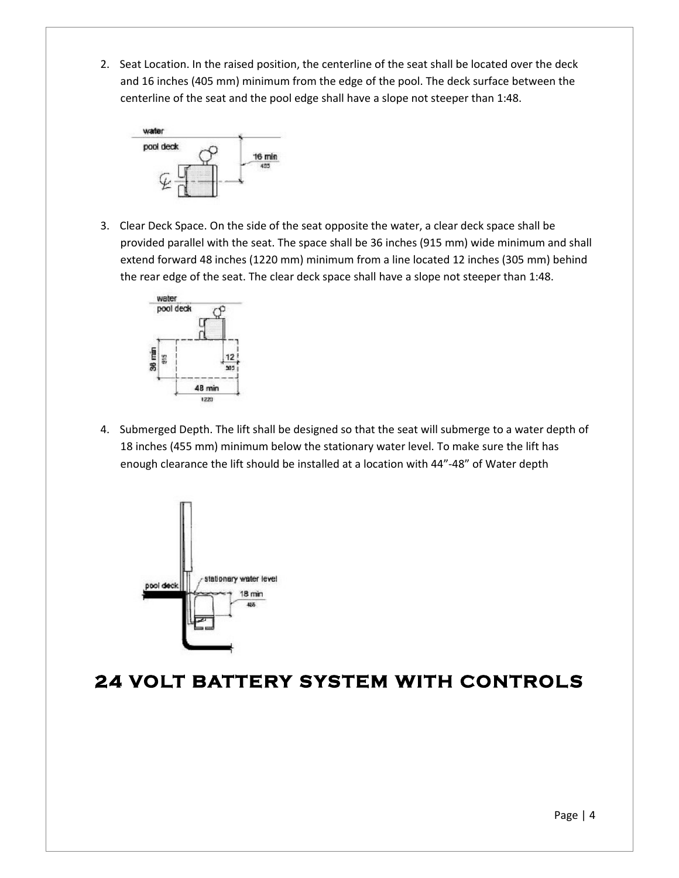2. Seat Location. In the raised position, the centerline of the seat shall be located over the deck and 16 inches (405 mm) minimum from the edge of the pool. The deck surface between the centerline of the seat and the pool edge shall have a slope not steeper than 1:48.

water
pool deck
16 min
405

3. Clear Deck Space. On the side of the seat opposite the water, a clear deck space shall be provided parallel with the seat. The space shall be 36 inches (915 mm) wide minimum and shall extend forward 48 inches (1220 mm) minimum from a line located 12 inches (305 mm) behind the rear edge of the seat. The clear deck space shall have a slope not steeper than 1:48.

water
pool deck
36 min
915
12
305
48 min
1220

4. Submerged Depth. The lift shall be designed so that the seat will submerge to a water depth of 18 inches (455 mm) minimum below the stationary water level. To make sure the lift has enough clearance the lift should be installed at a location with 44"-48" of Water depth

pool deck
stationary water level
18 min
455

# 24 VOLT BATTERY SYSTEM WITH CONTROLS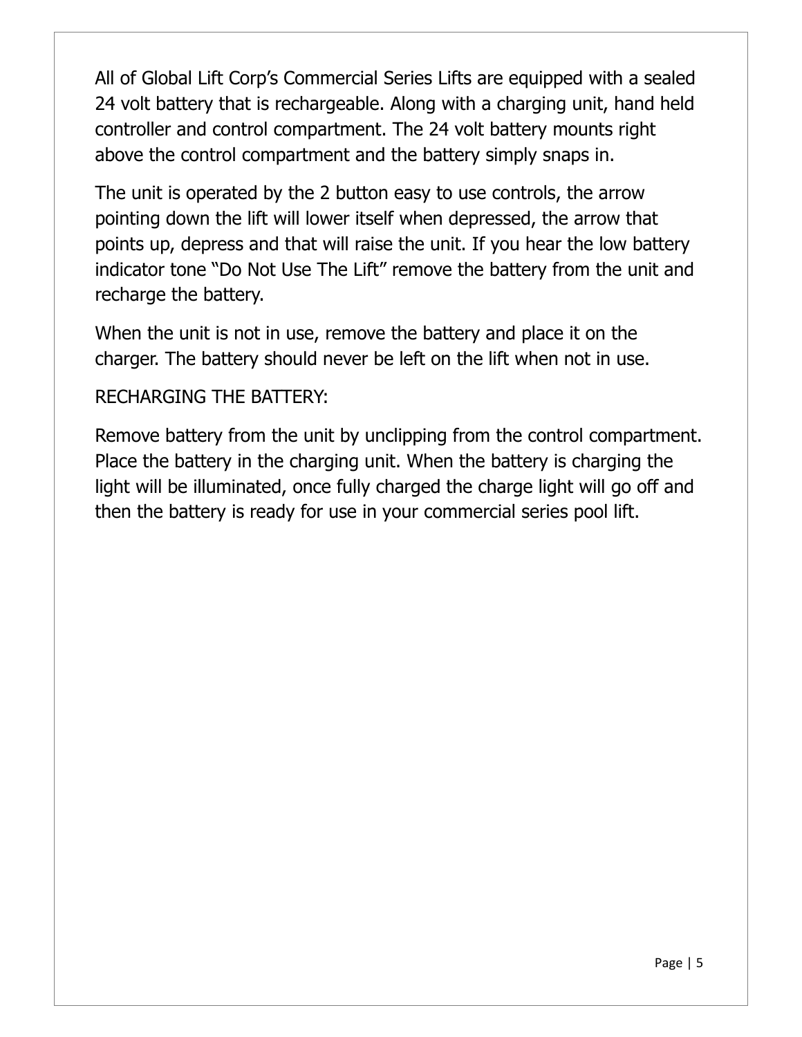All of Global Lift Corp's Commercial Series Lifts are equipped with a sealed 24 volt battery that is rechargeable. Along with a charging unit, hand held controller and control compartment. The 24 volt battery mounts right above the control compartment and the battery simply snaps in.

The unit is operated by the 2 button easy to use controls, the arrow pointing down the lift will lower itself when depressed, the arrow that points up, depress and that will raise the unit. If you hear the low battery indicator tone "Do Not Use The Lift" remove the battery from the unit and recharge the battery.

When the unit is not in use, remove the battery and place it on the charger. The battery should never be left on the lift when not in use.

RECHARGING THE BATTERY:

Remove battery from the unit by unclipping from the control compartment. Place the battery in the charging unit. When the battery is charging the light will be illuminated, once fully charged the charge light will go off and then the battery is ready for use in your commercial series pool lift.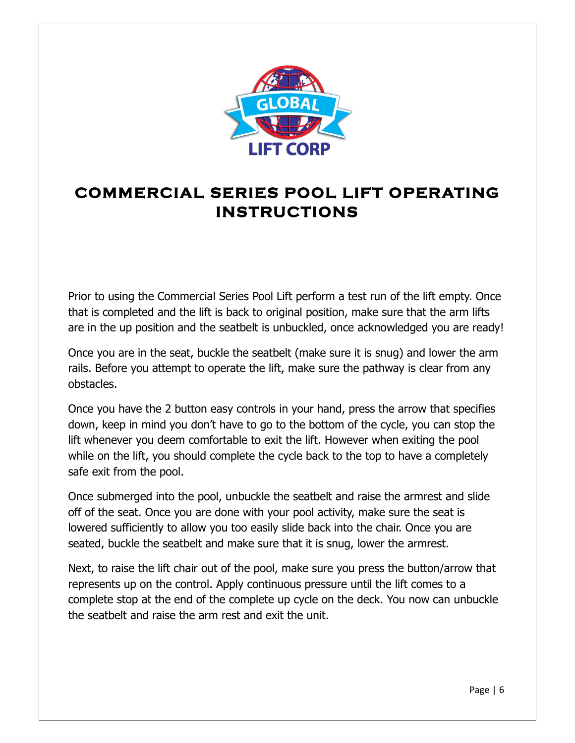# COMMERCIAL SERIES POOL LIFT OPERATING INSTRUCTIONS

Prior to using the Commercial Series Pool Lift perform a test run of the lift empty. Once that is completed and the lift is back to original position, make sure that the arm lifts are in the up position and the seatbelt is unbuckled, once acknowledged you are ready!

Once you are in the seat, buckle the seatbelt (make sure it is snug) and lower the arm rails. Before you attempt to operate the lift, make sure the pathway is clear from any obstacles.

Once you have the 2 button easy controls in your hand, press the arrow that specifies down, keep in mind you don't have to go to the bottom of the cycle, you can stop the lift whenever you deem comfortable to exit the lift. However when exiting the pool while on the lift, you should complete the cycle back to the top to have a completely safe exit from the pool.

Once submerged into the pool, unbuckle the seatbelt and raise the armrest and slide off of the seat. Once you are done with your pool activity, make sure the seat is lowered sufficiently to allow you too easily slide back into the chair. Once you are seated, buckle the seatbelt and make sure that it is snug, lower the armrest.

Next, to raise the lift chair out of the pool, make sure you press the button/arrow that represents up on the control. Apply continuous pressure until the lift comes to a complete stop at the end of the complete up cycle on the deck. You now can unbuckle the seatbelt and raise the arm rest and exit the unit.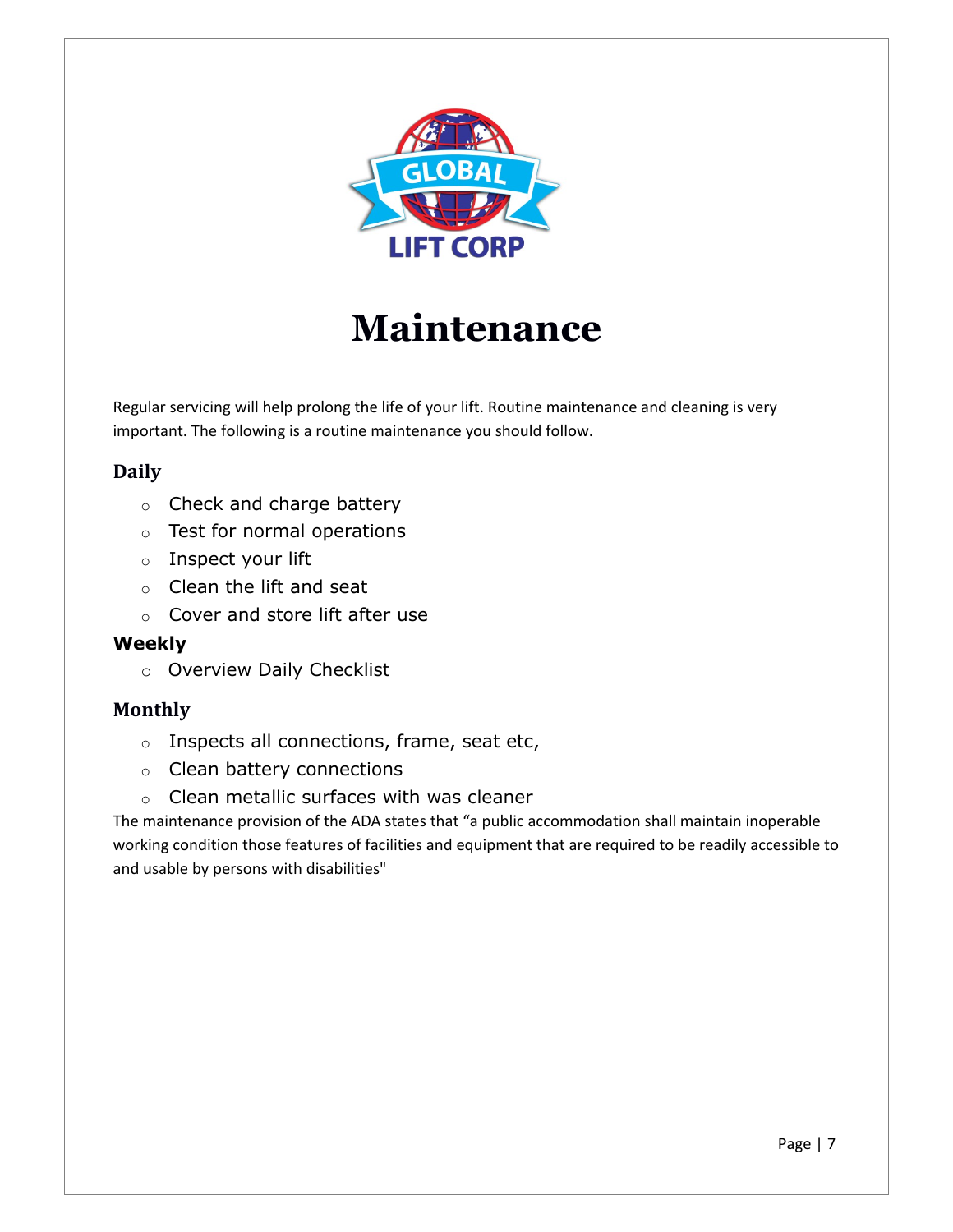# Maintenance

Regular servicing will help prolong the life of your lift. Routine maintenance and cleaning is very important. The following is a routine maintenance you should follow.

### Daily

- Check and charge battery
- Test for normal operations
- Inspect your lift
- Clean the lift and seat
- Cover and store lift after use

### Weekly

- Overview Daily Checklist

### Monthly

- Inspects all connections, frame, seat etc,
- Clean battery connections
- Clean metallic surfaces with was cleaner

The maintenance provision of the ADA states that "a public accommodation shall maintain inoperable working condition those features of facilities and equipment that are required to be readily accessible to and usable by persons with disabilities"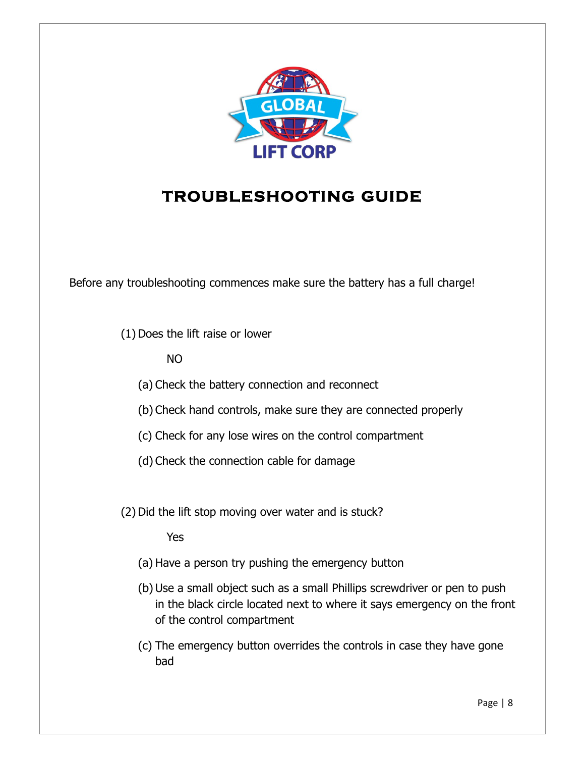GLOBAL

LIFT CORP

# TROUBLESHOOTING GUIDE

Before any troubleshooting commences make sure the battery has a full charge!

(1) Does the lift raise or lower

NO

(a) Check the battery connection and reconnect

(b) Check hand controls, make sure they are connected properly

(c) Check for any lose wires on the control compartment

(d) Check the connection cable for damage

(2) Did the lift stop moving over water and is stuck?

Yes

(a) Have a person try pushing the emergency button

(b) Use a small object such as a small Phillips screwdriver or pen to push in the black circle located next to where it says emergency on the front of the control compartment

(c) The emergency button overrides the controls in case they have gone bad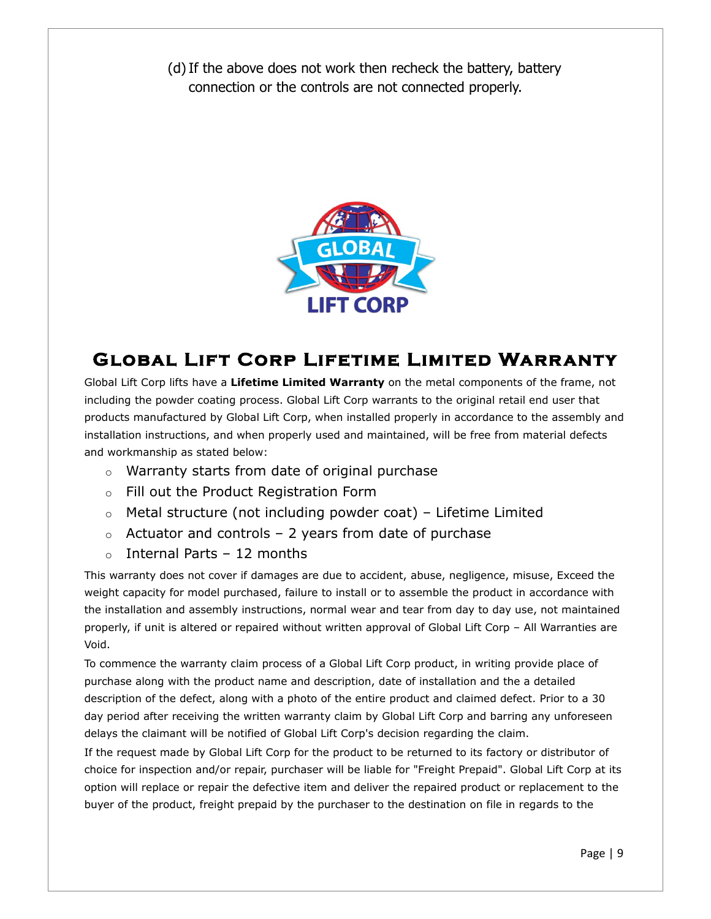(d) If the above does not work then recheck the battery, battery connection or the controls are not connected properly.

## Global Lift Corp Lifetime Limited Warranty

Global Lift Corp lifts have a **Lifetime Limited Warranty** on the metal components of the frame, not including the powder coating process. Global Lift Corp warrants to the original retail end user that products manufactured by Global Lift Corp, when installed properly in accordance to the assembly and installation instructions, and when properly used and maintained, will be free from material defects and workmanship as stated below:

- Warranty starts from date of original purchase
- Fill out the Product Registration Form
- Metal structure (not including powder coat) – Lifetime Limited
- Actuator and controls – 2 years from date of purchase
- Internal Parts – 12 months

This warranty does not cover if damages are due to accident, abuse, negligence, misuse, Exceed the weight capacity for model purchased, failure to install or to assemble the product in accordance with the installation and assembly instructions, normal wear and tear from day to day use, not maintained properly, if unit is altered or repaired without written approval of Global Lift Corp – All Warranties are Void.

To commence the warranty claim process of a Global Lift Corp product, in writing provide place of purchase along with the product name and description, date of installation and the a detailed description of the defect, along with a photo of the entire product and claimed defect. Prior to a 30 day period after receiving the written warranty claim by Global Lift Corp and barring any unforeseen delays the claimant will be notified of Global Lift Corp's decision regarding the claim.

If the request made by Global Lift Corp for the product to be returned to its factory or distributor of choice for inspection and/or repair, purchaser will be liable for "Freight Prepaid". Global Lift Corp at its option will replace or repair the defective item and deliver the repaired product or replacement to the buyer of the product, freight prepaid by the purchaser to the destination on file in regards to the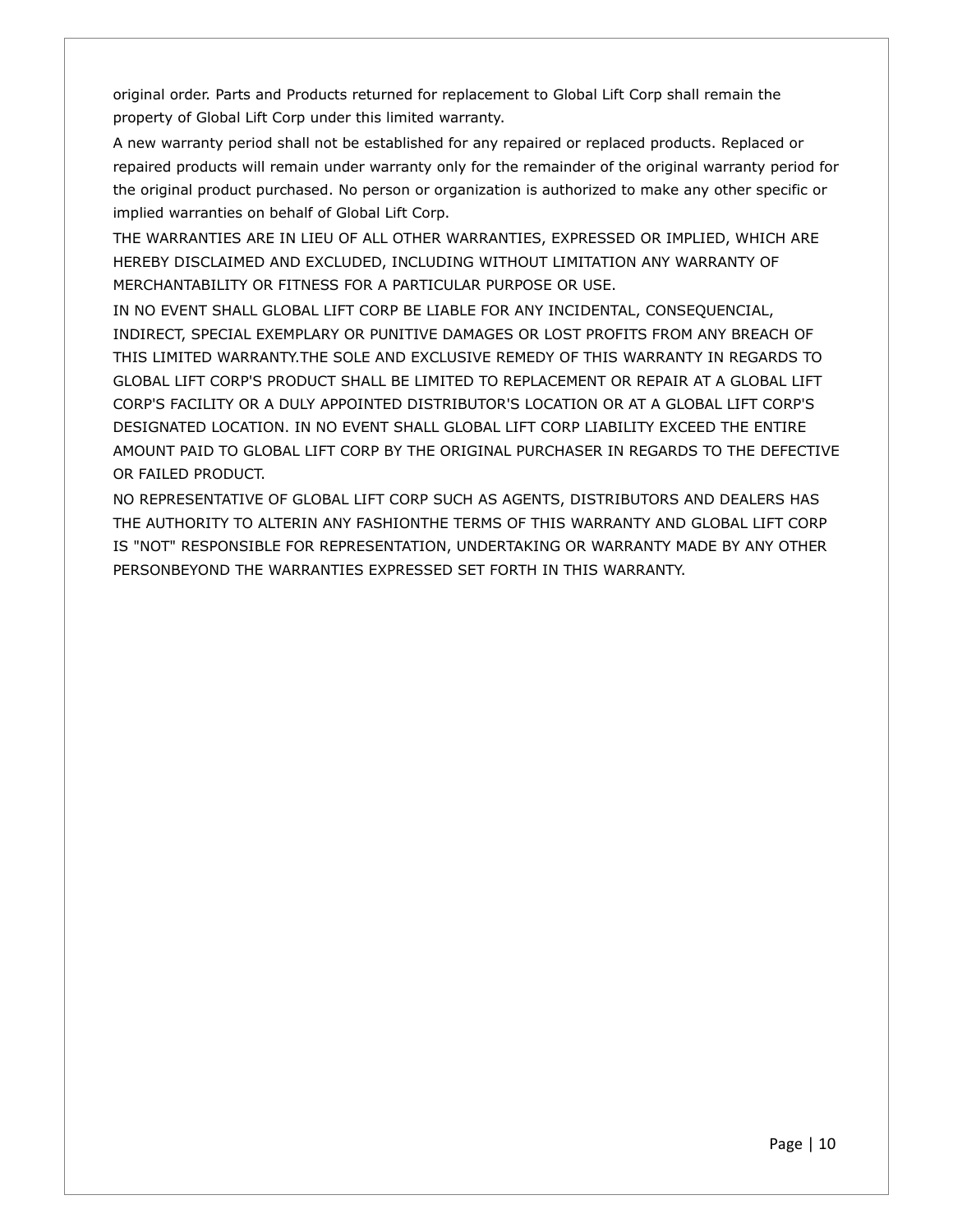original order. Parts and Products returned for replacement to Global Lift Corp shall remain the property of Global Lift Corp under this limited warranty.

A new warranty period shall not be established for any repaired or replaced products. Replaced or repaired products will remain under warranty only for the remainder of the original warranty period for the original product purchased. No person or organization is authorized to make any other specific or implied warranties on behalf of Global Lift Corp.

THE WARRANTIES ARE IN LIEU OF ALL OTHER WARRANTIES, EXPRESSED OR IMPLIED, WHICH ARE HEREBY DISCLAIMED AND EXCLUDED, INCLUDING WITHOUT LIMITATION ANY WARRANTY OF MERCHANTABILITY OR FITNESS FOR A PARTICULAR PURPOSE OR USE.

IN NO EVENT SHALL GLOBAL LIFT CORP BE LIABLE FOR ANY INCIDENTAL, CONSEQUENCIAL, INDIRECT, SPECIAL EXEMPLARY OR PUNITIVE DAMAGES OR LOST PROFITS FROM ANY BREACH OF THIS LIMITED WARRANTY.THE SOLE AND EXCLUSIVE REMEDY OF THIS WARRANTY IN REGARDS TO GLOBAL LIFT CORP'S PRODUCT SHALL BE LIMITED TO REPLACEMENT OR REPAIR AT A GLOBAL LIFT CORP'S FACILITY OR A DULY APPOINTED DISTRIBUTOR'S LOCATION OR AT A GLOBAL LIFT CORP'S DESIGNATED LOCATION. IN NO EVENT SHALL GLOBAL LIFT CORP LIABILITY EXCEED THE ENTIRE AMOUNT PAID TO GLOBAL LIFT CORP BY THE ORIGINAL PURCHASER IN REGARDS TO THE DEFECTIVE OR FAILED PRODUCT.

NO REPRESENTATIVE OF GLOBAL LIFT CORP SUCH AS AGENTS, DISTRIBUTORS AND DEALERS HAS THE AUTHORITY TO ALTERIN ANY FASHIONTHE TERMS OF THIS WARRANTY AND GLOBAL LIFT CORP IS "NOT" RESPONSIBLE FOR REPRESENTATION, UNDERTAKING OR WARRANTY MADE BY ANY OTHER PERSONBEYOND THE WARRANTIES EXPRESSED SET FORTH IN THIS WARRANTY.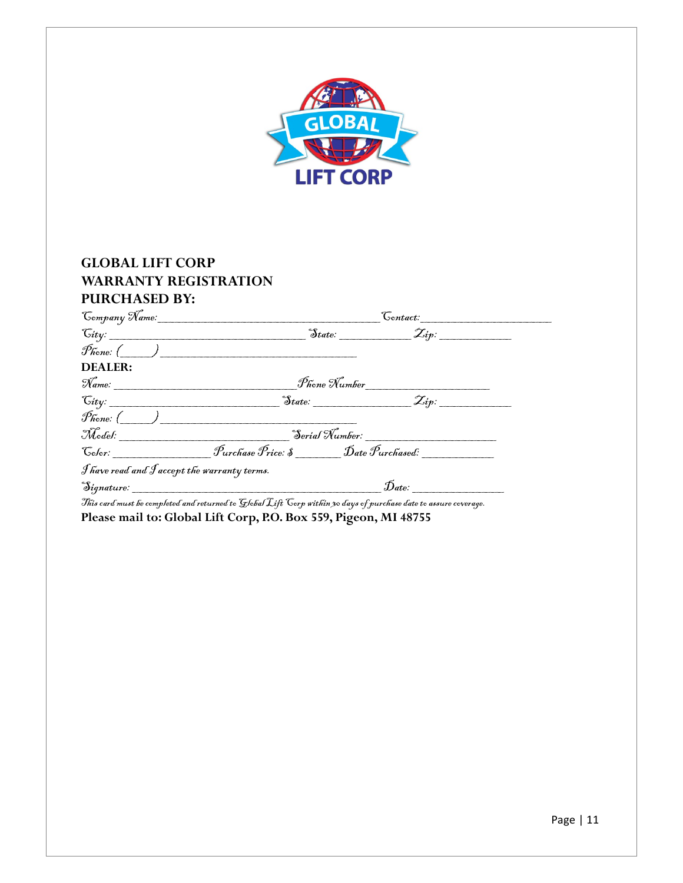GLOBAL LIFT CORP

**GLOBAL LIFT CORP**
**WARRANTY REGISTRATION**
**PURCHASED BY:**

*Company Name:*_______________________________________ *Contact:*______________________

*City:* _________________________________ *State:* ___________ *Zip:* ___________

*Phone:* (_____) _________________________________

**DEALER:**

*Name:* _____________________________ *Phone Number*____________________

*City:* ___________________________ *State:* _______________ *Zip:* ___________

*Phone:* (_____) _________________________________

*Model:* _____________________________ *Serial Number:* ______________________

*Color:* ________________ *Purchase Price:* $ _______ *Date Purchased:* ____________

*I have read and I accept the warranty terms.*

*Signature:* ___________________________________________ *Date:* _______________

*This card must be completed and returned to Global Lift Corp within 30 days of purchase date to assure coverage.*

**Please mail to: Global Lift Corp, P.O. Box 559, Pigeon, MI 48755**